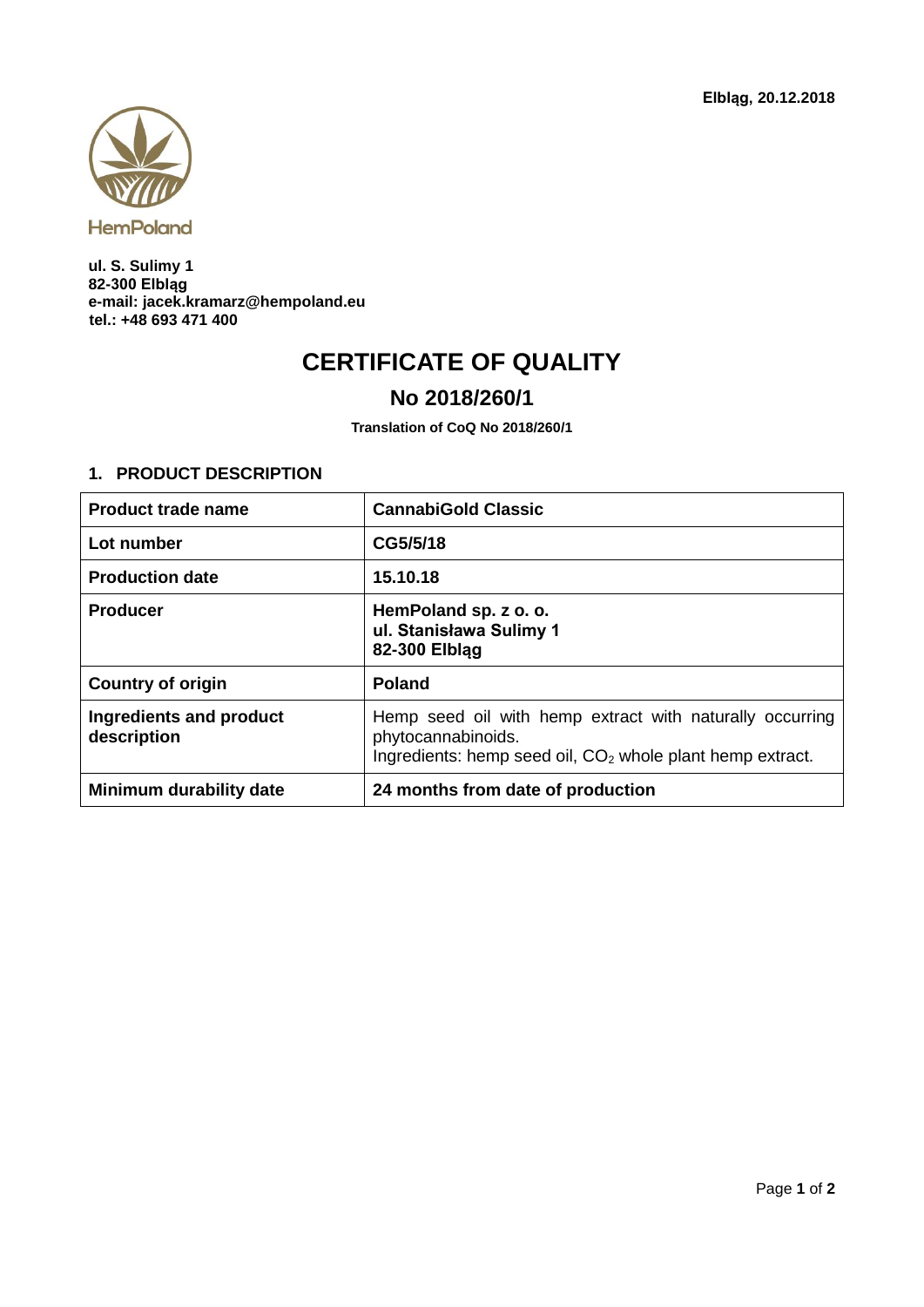Elbląg, 20.12.2018

HemPoland

**ul. S. Sulimy 1**
**82-300 Elbląg**
**e-mail: jacek.kramarz@hempoland.eu**
**tel.: +48 693 471 400**

# CERTIFICATE OF QUALITY

## No 2018/260/1

**Translation of CoQ No 2018/260/1**

### 1. PRODUCT DESCRIPTION

| | |
|---|---|
| **Product trade name** | **CannabiGold Classic** |
| **Lot number** | **CG5/5/18** |
| **Production date** | **15.10.18** |
| **Producer** | **HemPoland sp. z o. o.**<br>**ul. Stanisława Sulimy 1**<br>**82-300 Elbląg** |
| **Country of origin** | **Poland** |
| **Ingredients and product description** | Hemp seed oil with hemp extract with naturally occurring phytocannabinoids.<br>Ingredients: hemp seed oil, $CO_2$ whole plant hemp extract. |
| **Minimum durability date** | **24 months from date of production** |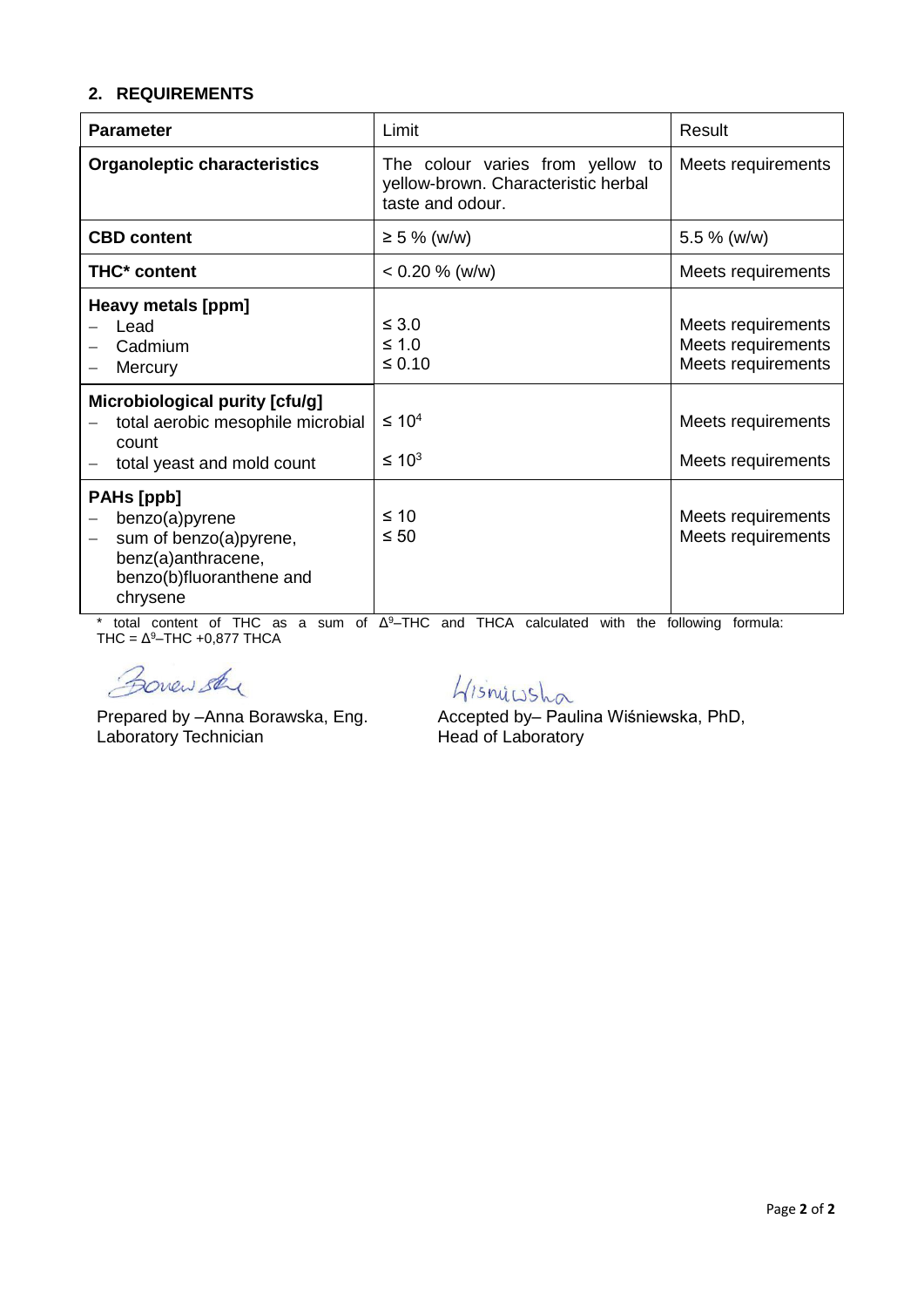## 2. REQUIREMENTS

| Parameter | Limit | Result |
|---|---|---|
| **Organoleptic characteristics** | The colour varies from yellow to yellow-brown. Characteristic herbal taste and odour. | Meets requirements |
| **CBD content** | ≥ 5 % (w/w) | 5.5 % (w/w) |
| **THC* content** | < 0.20 % (w/w) | Meets requirements |
| **Heavy metals [ppm]**<br>– Lead<br>– Cadmium<br>– Mercury | <br>≤ 3.0<br>≤ 1.0<br>≤ 0.10 | <br>Meets requirements<br>Meets requirements<br>Meets requirements |
| **Microbiological purity [cfu/g]**<br>– total aerobic mesophile microbial count<br>– total yeast and mold count | <br>≤ $10^4$<br>≤ $10^3$ | <br>Meets requirements<br>Meets requirements |
| **PAHs [ppb]**<br>– benzo(a)pyrene<br>– sum of benzo(a)pyrene, benz(a)anthracene, benzo(b)fluoranthene and chrysene | <br>≤ 10<br>≤ 50 | <br>Meets requirements<br>Meets requirements |

* total content of THC as a sum of $\Delta^9$–THC and THCA calculated with the following formula: THC = $\Delta^9$–THC +0,877 THCA

Prepared by –Anna Borawska, Eng.
Laboratory Technician

Accepted by– Paulina Wiśniewska, PhD,
Head of Laboratory